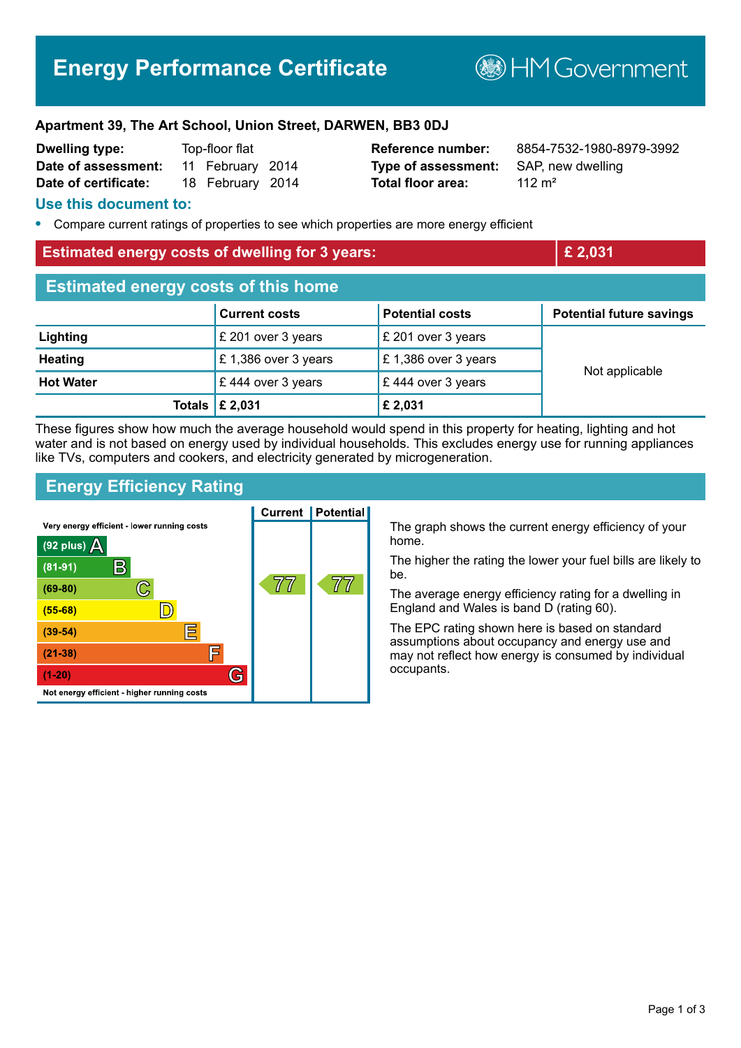# Energy Performance Certificate

HM Government

**Apartment 39, The Art School, Union Street, DARWEN, BB3 0DJ**

| | | | |
|---|---|---|---|
| **Dwelling type:** | Top-floor flat | **Reference number:** | 8854-7532-1980-8979-3992 |
| **Date of assessment:** | 11 February 2014 | **Type of assessment:** | SAP, new dwelling |
| **Date of certificate:** | 18 February 2014 | **Total floor area:** | 112 m² |

## Use this document to:

- Compare current ratings of properties to see which properties are more energy efficient

## Estimated energy costs of dwelling for 3 years: £ 2,031

## Estimated energy costs of this home

| | Current costs | Potential costs | Potential future savings |
|---|---|---|---|
| **Lighting** | £ 201 over 3 years | £ 201 over 3 years | Not applicable |
| **Heating** | £ 1,386 over 3 years | £ 1,386 over 3 years | |
| **Hot Water** | £ 444 over 3 years | £ 444 over 3 years | |
| **Totals** | **£ 2,031** | **£ 2,031** | |

These figures show how much the average household would spend in this property for heating, lighting and hot water and is not based on energy used by individual households. This excludes energy use for running appliances like TVs, computers and cookers, and electricity generated by microgeneration.

## Energy Efficiency Rating

Very energy efficient - lower running costs

| Rating | Band | Current | Potential |
|---|---|---|---|
| (92 plus) | A | | |
| (81-91) | B | | |
| (69-80) | C | 77 | 77 |
| (55-68) | D | | |
| (39-54) | E | | |
| (21-38) | F | | |
| (1-20) | G | | |

Not energy efficient - higher running costs

The graph shows the current energy efficiency of your home.

The higher the rating the lower your fuel bills are likely to be.

The average energy efficiency rating for a dwelling in England and Wales is band D (rating 60).

The EPC rating shown here is based on standard assumptions about occupancy and energy use and may not reflect how energy is consumed by individual occupants.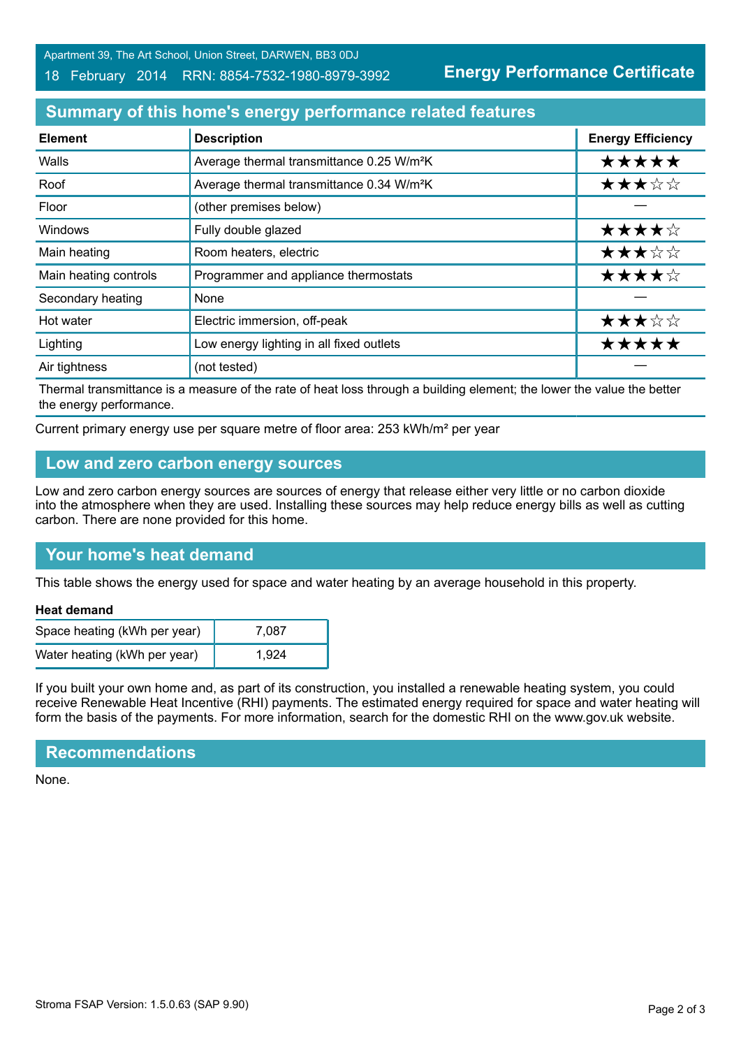Apartment 39, The Art School, Union Street, DARWEN, BB3 0DJ

18 February 2014 RRN: 8854-7532-1980-8979-3992

**Energy Performance Certificate**

## Summary of this home's energy performance related features

| Element | Description | Energy Efficiency |
|---|---|---|
| Walls | Average thermal transmittance 0.25 W/m²K | ★★★★★ |
| Roof | Average thermal transmittance 0.34 W/m²K | ★★★☆☆ |
| Floor | (other premises below) | — |
| Windows | Fully double glazed | ★★★★☆ |
| Main heating | Room heaters, electric | ★★★☆☆ |
| Main heating controls | Programmer and appliance thermostats | ★★★★☆ |
| Secondary heating | None | — |
| Hot water | Electric immersion, off-peak | ★★★☆☆ |
| Lighting | Low energy lighting in all fixed outlets | ★★★★★ |
| Air tightness | (not tested) | — |

Thermal transmittance is a measure of the rate of heat loss through a building element; the lower the value the better the energy performance.

Current primary energy use per square metre of floor area: 253 kWh/m² per year

## Low and zero carbon energy sources

Low and zero carbon energy sources are sources of energy that release either very little or no carbon dioxide into the atmosphere when they are used. Installing these sources may help reduce energy bills as well as cutting carbon. There are none provided for this home.

## Your home's heat demand

This table shows the energy used for space and water heating by an average household in this property.

**Heat demand**

| | |
|---|---|
| Space heating (kWh per year) | 7,087 |
| Water heating (kWh per year) | 1,924 |

If you built your own home and, as part of its construction, you installed a renewable heating system, you could receive Renewable Heat Incentive (RHI) payments. The estimated energy required for space and water heating will form the basis of the payments. For more information, search for the domestic RHI on the www.gov.uk website.

## Recommendations

None.

Stroma FSAP Version: 1.5.0.63 (SAP 9.90)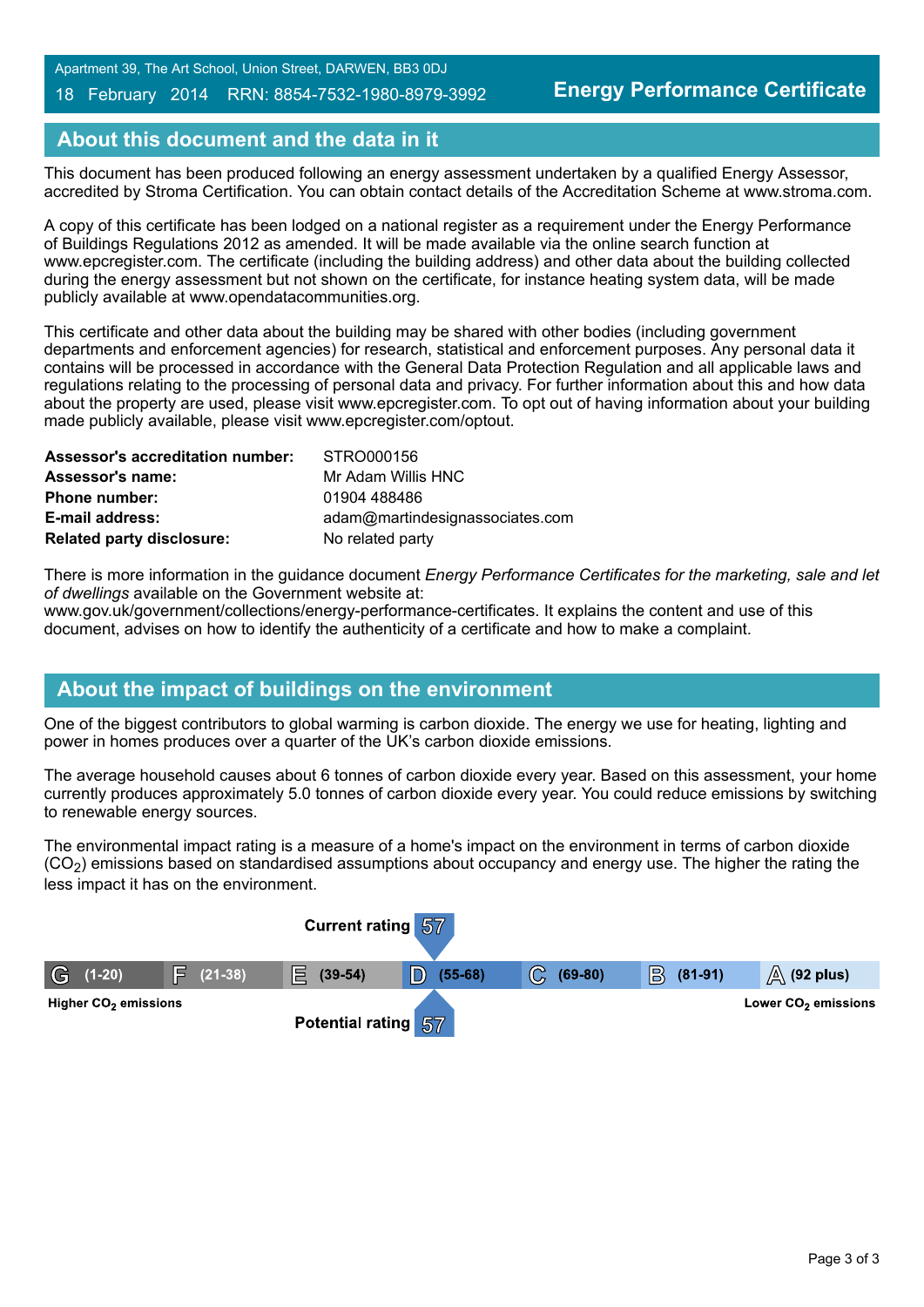Apartment 39, The Art School, Union Street, DARWEN, BB3 0DJ

18 February 2014 RRN: 8854-7532-1980-8979-3992

**Energy Performance Certificate**

## About this document and the data in it

This document has been produced following an energy assessment undertaken by a qualified Energy Assessor, accredited by Stroma Certification. You can obtain contact details of the Accreditation Scheme at www.stroma.com.

A copy of this certificate has been lodged on a national register as a requirement under the Energy Performance of Buildings Regulations 2012 as amended. It will be made available via the online search function at www.epcregister.com. The certificate (including the building address) and other data about the building collected during the energy assessment but not shown on the certificate, for instance heating system data, will be made publicly available at www.opendatacommunities.org.

This certificate and other data about the building may be shared with other bodies (including government departments and enforcement agencies) for research, statistical and enforcement purposes. Any personal data it contains will be processed in accordance with the General Data Protection Regulation and all applicable laws and regulations relating to the processing of personal data and privacy. For further information about this and how data about the property are used, please visit www.epcregister.com. To opt out of having information about your building made publicly available, please visit www.epcregister.com/optout.

| | |
|---|---|
| **Assessor's accreditation number:** | STRO000156 |
| **Assessor's name:** | Mr Adam Willis HNC |
| **Phone number:** | 01904 488486 |
| **E-mail address:** | adam@martindesignassociates.com |
| **Related party disclosure:** | No related party |

There is more information in the guidance document *Energy Performance Certificates for the marketing, sale and let of dwellings* available on the Government website at: www.gov.uk/government/collections/energy-performance-certificates. It explains the content and use of this document, advises on how to identify the authenticity of a certificate and how to make a complaint.

## About the impact of buildings on the environment

One of the biggest contributors to global warming is carbon dioxide. The energy we use for heating, lighting and power in homes produces over a quarter of the UK's carbon dioxide emissions.

The average household causes about 6 tonnes of carbon dioxide every year. Based on this assessment, your home currently produces approximately 5.0 tonnes of carbon dioxide every year. You could reduce emissions by switching to renewable energy sources.

The environmental impact rating is a measure of a home's impact on the environment in terms of carbon dioxide ($CO_2$) emissions based on standardised assumptions about occupancy and energy use. The higher the rating the less impact it has on the environment.

Current rating 57

G (1-20)
F (21-38)
E (39-54)
D (55-68)
C (69-80)
B (81-91)
A (92 plus)

Higher $CO_2$ emissions

Lower $CO_2$ emissions

Potential rating 57